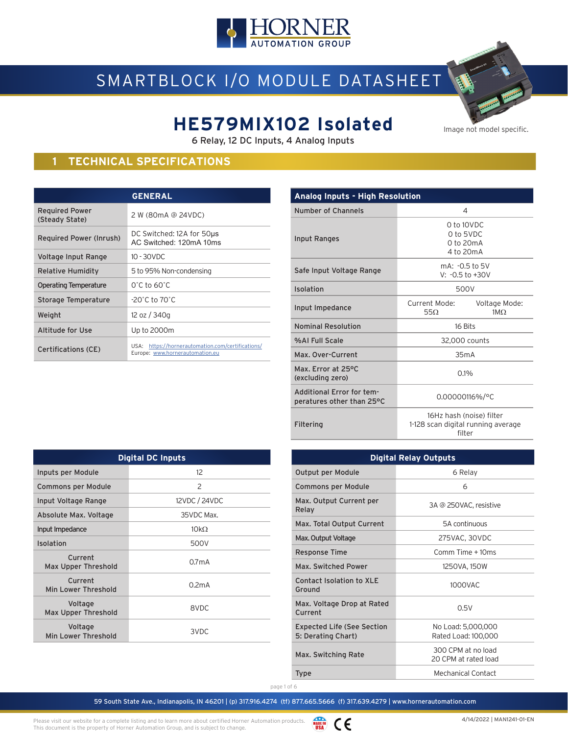HORNER AUTOMATION GROUP

SMARTBLOCK I/O MODULE DATASHEET

# HE579MIX102 Isolated

6 Relay, 12 DC Inputs, 4 Analog Inputs

Image not model specific.

## 1 TECHNICAL SPECIFICATIONS

| GENERAL | |
|---|---|
| Required Power (Steady State) | 2 W (80mA @ 24VDC) |
| Required Power (Inrush) | DC Switched: 12A for 50µs<br>AC Switched: 120mA 10ms |
| Voltage Input Range | 10 - 30VDC |
| Relative Humidity | 5 to 95% Non-condensing |
| Operating Temperature | 0˚C to 60˚C |
| Storage Temperature | -20˚C to 70˚C |
| Weight | 12 oz / 340g |
| Altitude for Use | Up to 2000m |
| Certifications (CE) | USA: https://hornerautomation.com/certifications/<br>Europe: www.hornerautomation.eu |

| Analog Inputs - High Resolution | |
|---|---|
| Number of Channels | 4 |
| Input Ranges | 0 to 10VDC<br>0 to 5VDC<br>0 to 20mA<br>4 to 20mA |
| Safe Input Voltage Range | mA: -0.5 to 5V<br>V: -0.5 to +30V |
| Isolation | 500V |
| Input Impedance | Current Mode: 55Ω<br>Voltage Mode: 1MΩ |
| Nominal Resolution | 16 Bits |
| %AI Full Scale | 32,000 counts |
| Max. Over-Current | 35mA |
| Max. Error at 25°C (excluding zero) | 0.1% |
| Additional Error for temperatures other than 25°C | 0.00000116%/°C |
| Filtering | 16Hz hash (noise) filter<br>1-128 scan digital running average filter |

| Digital DC Inputs | |
|---|---|
| Inputs per Module | 12 |
| Commons per Module | 2 |
| Input Voltage Range | 12VDC / 24VDC |
| Absolute Max. Voltage | 35VDC Max. |
| Input Impedance | 10kΩ |
| Isolation | 500V |
| Current Max Upper Threshold | 0.7mA |
| Current Min Lower Threshold | 0.2mA |
| Voltage Max Upper Threshold | 8VDC |
| Voltage Min Lower Threshold | 3VDC |

| Digital Relay Outputs | |
|---|---|
| Output per Module | 6 Relay |
| Commons per Module | 6 |
| Max. Output Current per Relay | 3A @ 250VAC, resistive |
| Max. Total Output Current | 5A continuous |
| Max. Output Voltage | 275VAC, 30VDC |
| Response Time | Comm Time + 10ms |
| Max. Switched Power | 1250VA, 150W |
| Contact Isolation to XLE Ground | 1000VAC |
| Max. Voltage Drop at Rated Current | 0.5V |
| Expected Life (See Section 5: Derating Chart) | No Load: 5,000,000<br>Rated Load: 100,000 |
| Max. Switching Rate | 300 CPM at no load<br>20 CPM at rated load |
| Type | Mechanical Contact |

59 South State Ave., Indianapolis, IN 46201 | (p) 317.916.4274 (tf) 877.665.5666 (f) 317.639.4279 | www.hornerautomation.com

Please visit our website for a complete listing and to learn more about certified Horner Automation products. This document is the property of Horner Automation Group, and is subject to change.

4/14/2022 | MAN1241-01-EN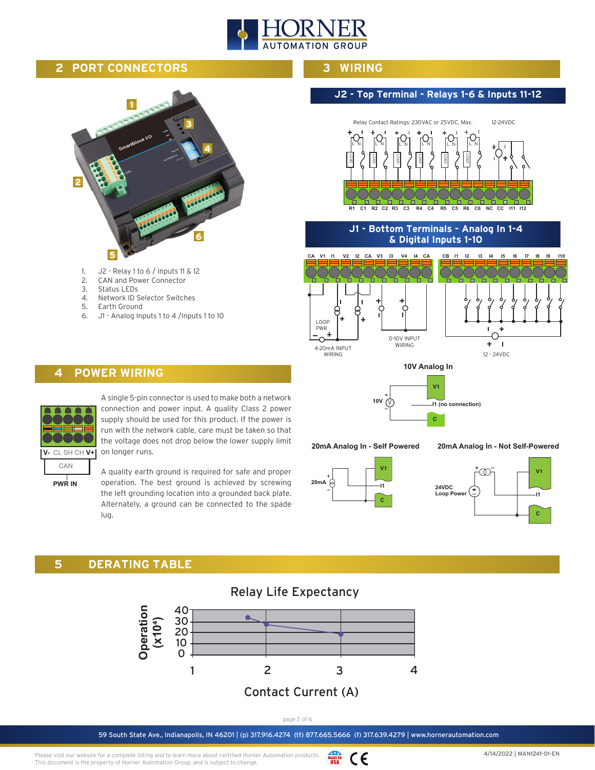## 2 PORT CONNECTORS

1. J2 - Relay 1 to 6 / Inputs 11 & 12
2. CAN and Power Connector
3. Status LEDs
4. Network ID Selector Switches
5. Earth Ground
6. J1 - Analog Inputs 1 to 4 /Inputs 1 to 10

## 3 WIRING

### J2 - Top Terminal - Relays 1-6 & Inputs 11-12

Relay Contact Ratings: 230VAC or 25VDC, Max. 12-24VDC

R1 C1 R2 C2 R3 C3 R4 C4 R5 C5 R6 C6 NC CC I11 I12

### J1 - Bottom Terminals - Analog In 1-4 & Digital Inputs 1-10

CA V1 I1 V2 I2 CA V3 I3 V4 I4 CA | CB I1 I2 I3 I4 I5 I6 I7 I8 I9 I10

LOOP PWR

4-20mA INPUT WIRING

0-10V INPUT WIRING

12 - 24VDC

**10V Analog In**

10V — V1 — I1 (no connection) — C

**20mA Analog In - Self Powered**

20mA — V1 — I1 — C

**20mA Analog In - Not Self-Powered**

24VDC Loop Power — V1 — I1 — C

## 4 POWER WIRING

V- CL SH CH V+

CAN

PWR IN

A single 5-pin connector is used to make both a network connection and power input. A quality Class 2 power supply should be used for this product. If the power is run with the network cable, care must be taken so that the voltage does not drop below the lower supply limit on longer runs.

A quality earth ground is required for safe and proper operation. The best ground is achieved by screwing the left grounding location into a grounded back plate. Alternately, a ground can be connected to the spade lug.

## 5 DERATING TABLE

**Relay Life Expectancy**

Operation ($\times 10^4$) vs. Contact Current (A)

| Contact Current (A) | Operation ($\times 10^4$) |
|---|---|
| ~1.75 | ~33 |
| 2 | ~27 |
| 3 | ~19 |

59 South State Ave., Indianapolis, IN 46201 | (p) 317.916.4274 (tf) 877.665.5666 (f) 317.639.4279 | www.hornerautomation.com

Please visit our website for a complete listing and to learn more about certified Horner Automation products. This document is the property of Horner Automation Group, and is subject to change.

4/14/2022 | MAN1241-01-EN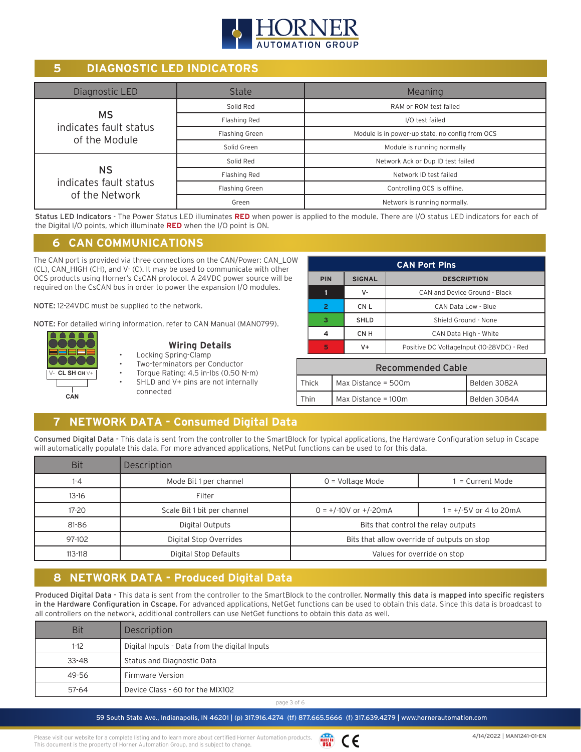# 5 DIAGNOSTIC LED INDICATORS

| Diagnostic LED | State | Meaning |
|---|---|---|
| MS indicates fault status of the Module | Solid Red | RAM or ROM test failed |
| | Flashing Red | I/O test failed |
| | Flashing Green | Module is in power-up state, no config from OCS |
| | Solid Green | Module is running normally |
| NS indicates fault status of the Network | Solid Red | Network Ack or Dup ID test failed |
| | Flashing Red | Network ID test failed |
| | Flashing Green | Controlling OCS is offline. |
| | Green | Network is running normally. |

**Status LED Indicators** - The Power Status LED illuminates **RED** when power is applied to the module. There are I/O status LED indicators for each of the Digital I/O points, which illuminate **RED** when the I/O point is ON.

# 6 CAN COMMUNICATIONS

The CAN port is provided via three connections on the CAN/Power: CAN_LOW (CL), CAN_HIGH (CH), and V- (C). It may be used to communicate with other OCS products using Horner's CsCAN protocol. A 24VDC power source will be required on the CsCAN bus in order to power the expansion I/O modules.

**NOTE:** 12-24VDC must be supplied to the network.

**NOTE:** For detailed wiring information, refer to CAN Manual (MAN0799).

V- CL SH CH V+

CAN

### Wiring Details

- Locking Spring-Clamp
- Two-terminators per Conductor
- Torque Rating: 4.5 in-lbs (0.50 N-m)
- SHLD and V+ pins are not internally connected

**CAN Port Pins**

| PIN | SIGNAL | DESCRIPTION |
|---|---|---|
| 1 | V- | CAN and Device Ground - Black |
| 2 | CN L | CAN Data Low - Blue |
| 3 | SHLD | Shield Ground - None |
| 4 | CN H | CAN Data High - White |
| 5 | V+ | Positive DC VoltageInput (10-28VDC) - Red |

**Recommended Cable**

| | | |
|---|---|---|
| Thick | Max Distance = 500m | Belden 3082A |
| Thin | Max Distance = 100m | Belden 3084A |

# 7 NETWORK DATA - Consumed Digital Data

**Consumed Digital Data** - This data is sent from the controller to the SmartBlock for typical applications, the Hardware Configuration setup in Cscape will automatically populate this data. For more advanced applications, NetPut functions can be used to for this data.

| Bit | Description | | |
|---|---|---|---|
| 1-4 | Mode Bit 1 per channel | 0 = Voltage Mode | 1 = Current Mode |
| 13-16 | Filter | | |
| 17-20 | Scale Bit 1 bit per channel | 0 = +/-10V or +/-20mA | 1 = +/-5V or 4 to 20mA |
| 81-86 | Digital Outputs | Bits that control the relay outputs | |
| 97-102 | Digital Stop Overrides | Bits that allow override of outputs on stop | |
| 113-118 | Digital Stop Defaults | Values for override on stop | |

# 8 NETWORK DATA - Produced Digital Data

**Produced Digital Data** - This data is sent from the controller to the SmartBlock to the controller. **Normally this data is mapped into specific registers in the Hardware Configuration in Cscape.** For advanced applications, NetGet functions can be used to obtain this data. Since this data is broadcast to all controllers on the network, additional controllers can use NetGet functions to obtain this data as well.

| Bit | Description |
|---|---|
| 1-12 | Digital Inputs - Data from the digital Inputs |
| 33-48 | Status and Diagnostic Data |
| 49-56 | Firmware Version |
| 57-64 | Device Class - 60 for the MIX102 |

59 South State Ave., Indianapolis, IN 46201 | (p) 317.916.4274 (tf) 877.665.5666 (f) 317.639.4279 | www.hornerautomation.com

Please visit our website for a complete listing and to learn more about certified Horner Automation products. This document is the property of Horner Automation Group, and is subject to change.

4/14/2022 | MAN1241-01-EN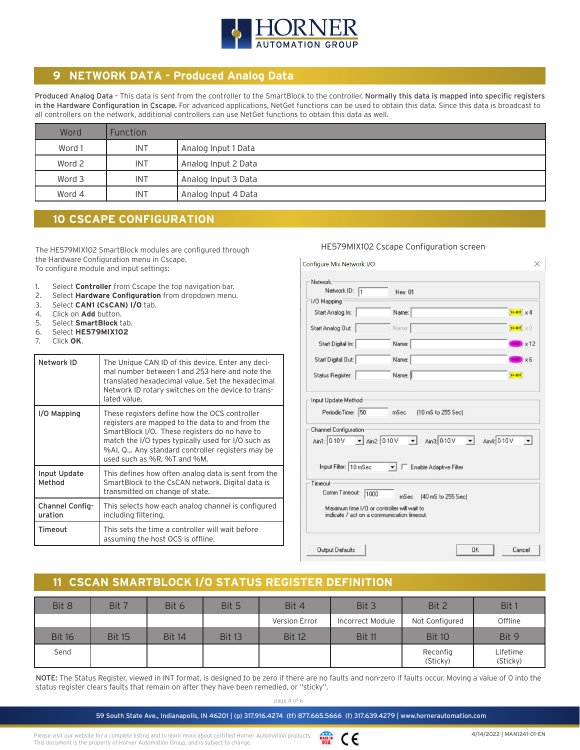## 9 NETWORK DATA - Produced Analog Data

**Produced Analog Data** - This data is sent from the controller to the SmartBlock to the controller. **Normally this data is mapped into specific registers in the Hardware Configuration in Cscape.** For advanced applications, NetGet functions can be used to obtain this data. Since this data is broadcast to all controllers on the network, additional controllers can use NetGet functions to obtain this data as well.

| Word | Function | |
|---|---|---|
| Word 1 | INT | Analog Input 1 Data |
| Word 2 | INT | Analog Input 2 Data |
| Word 3 | INT | Analog Input 3 Data |
| Word 4 | INT | Analog Input 4 Data |

## 10 CSCAPE CONFIGURATION

The HE579MIX102 SmartBlock modules are configured through the Hardware Configuration menu in Cscape.
To configure module and input settings:

1. Select **Controller** from Cscape the top navigation bar.
2. Select **Hardware Configuration** from dropdown menu.
3. Select **CAN1 (CsCAN) I/O** tab.
4. Click on **Add** button.
5. Select **SmartBlock** tab.
6. Select **HE579MIX102**
7. Click **OK**.

| | |
|---|---|
| **Network ID** | The Unique CAN ID of this device. Enter any decimal number between 1 and 253 here and note the translated hexadecimal value. Set the hexadecimal Network ID rotary switches on the device to translated value. |
| **I/O Mapping** | These registers define how the OCS controller registers are mapped to the data to and from the SmartBlock I/O. These registers do no have to match the I/O types typically used for I/O such as %AI, Q... Any standard controller registers may be used such as %R, %T and %M. |
| **Input Update Method** | This defines how often analog data is sent from the SmartBlock to the CsCAN network. Digital data is transmitted on change of state. |
| **Channel Configuration** | This selects how each analog channel is configured including filtering. |
| **Timeout** | This sets the time a controller will wait before assuming the host OCS is offline. |

HE579MIX102 Cscape Configuration screen

## 11 CSCAN SMARTBLOCK I/O STATUS REGISTER DEFINITION

| Bit 8 | Bit 7 | Bit 6 | Bit 5 | Bit 4 | Bit 3 | Bit 2 | Bit 1 |
|---|---|---|---|---|---|---|---|
| | | | | Version Error | Incorrect Module | Not Configured | Offline |
| **Bit 16** | **Bit 15** | **Bit 14** | **Bit 13** | **Bit 12** | **Bit 11** | **Bit 10** | **Bit 9** |
| Send | | | | | | Reconfig (Sticky) | Lifetime (Sticky) |

**NOTE:** The Status Register, viewed in INT format, is designed to be zero if there are no faults and non-zero if faults occur. Moving a value of 0 into the status register clears faults that remain on after they have been remedied, or "sticky".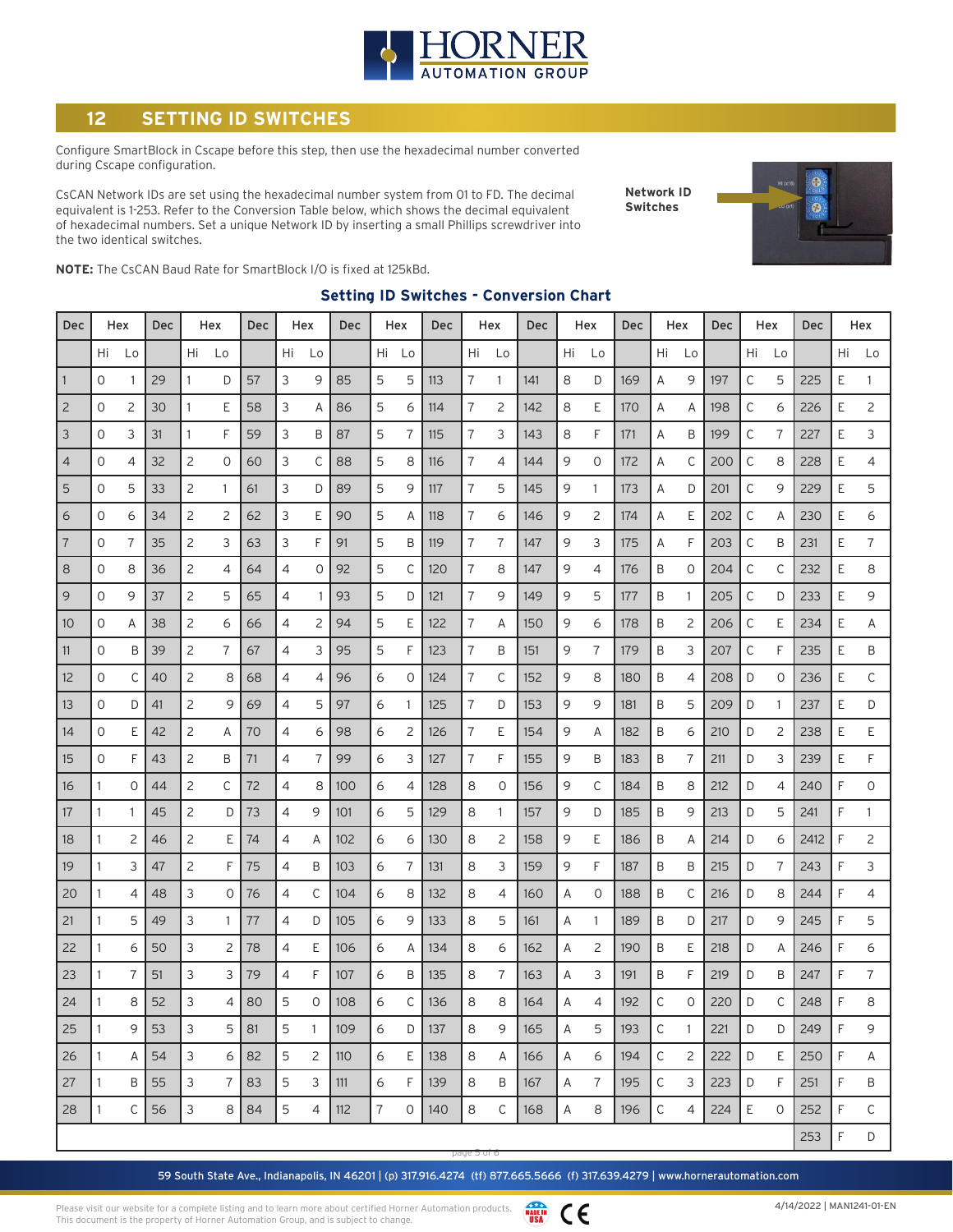## 12 SETTING ID SWITCHES

Configure SmartBlock in Cscape before this step, then use the hexadecimal number converted during Cscape configuration.

CsCAN Network IDs are set using the hexadecimal number system from 01 to FD. The decimal equivalent is 1-253. Refer to the Conversion Table below, which shows the decimal equivalent of hexadecimal numbers. Set a unique Network ID by inserting a small Phillips screwdriver into the two identical switches.

**Network ID Switches**

**NOTE:** The CsCAN Baud Rate for SmartBlock I/O is fixed at 125kBd.

### Setting ID Switches - Conversion Chart

| Dec | Hex | | Dec | Hex | | Dec | Hex | | Dec | Hex | | Dec | Hex | | Dec | Hex | | Dec | Hex | | Dec | Hex | | Dec | Hex | |
|---|---|---|---|---|---|---|---|---|---|---|---|---|---|---|---|---|---|---|---|---|---|---|---|---|---|---|
| | Hi | Lo | | Hi | Lo | | Hi | Lo | | Hi | Lo | | Hi | Lo | | Hi | Lo | | Hi | Lo | | Hi | Lo | | Hi | Lo |
| 1 | 0 | 1 | 29 | 1 | D | 57 | 3 | 9 | 85 | 5 | 5 | 113 | 7 | 1 | 141 | 8 | D | 169 | A | 9 | 197 | C | 5 | 225 | E | 1 |
| 2 | 0 | 2 | 30 | 1 | E | 58 | 3 | A | 86 | 5 | 6 | 114 | 7 | 2 | 142 | 8 | E | 170 | A | A | 198 | C | 6 | 226 | E | 2 |
| 3 | 0 | 3 | 31 | 1 | F | 59 | 3 | B | 87 | 5 | 7 | 115 | 7 | 3 | 143 | 8 | F | 171 | A | B | 199 | C | 7 | 227 | E | 3 |
| 4 | 0 | 4 | 32 | 2 | 0 | 60 | 3 | C | 88 | 5 | 8 | 116 | 7 | 4 | 144 | 9 | 0 | 172 | A | C | 200 | C | 8 | 228 | E | 4 |
| 5 | 0 | 5 | 33 | 2 | 1 | 61 | 3 | D | 89 | 5 | 9 | 117 | 7 | 5 | 145 | 9 | 1 | 173 | A | D | 201 | C | 9 | 229 | E | 5 |
| 6 | 0 | 6 | 34 | 2 | 2 | 62 | 3 | E | 90 | 5 | A | 118 | 7 | 6 | 146 | 9 | 2 | 174 | A | E | 202 | C | A | 230 | E | 6 |
| 7 | 0 | 7 | 35 | 2 | 3 | 63 | 3 | F | 91 | 5 | B | 119 | 7 | 7 | 147 | 9 | 3 | 175 | A | F | 203 | C | B | 231 | E | 7 |
| 8 | 0 | 8 | 36 | 2 | 4 | 64 | 4 | 0 | 92 | 5 | C | 120 | 7 | 8 | 147 | 9 | 4 | 176 | B | 0 | 204 | C | C | 232 | E | 8 |
| 9 | 0 | 9 | 37 | 2 | 5 | 65 | 4 | 1 | 93 | 5 | D | 121 | 7 | 9 | 149 | 9 | 5 | 177 | B | 1 | 205 | C | D | 233 | E | 9 |
| 10 | 0 | A | 38 | 2 | 6 | 66 | 4 | 2 | 94 | 5 | E | 122 | 7 | A | 150 | 9 | 6 | 178 | B | 2 | 206 | C | E | 234 | E | A |
| 11 | 0 | B | 39 | 2 | 7 | 67 | 4 | 3 | 95 | 5 | F | 123 | 7 | B | 151 | 9 | 7 | 179 | B | 3 | 207 | C | F | 235 | E | B |
| 12 | 0 | C | 40 | 2 | 8 | 68 | 4 | 4 | 96 | 6 | 0 | 124 | 7 | C | 152 | 9 | 8 | 180 | B | 4 | 208 | D | 0 | 236 | E | C |
| 13 | 0 | D | 41 | 2 | 9 | 69 | 4 | 5 | 97 | 6 | 1 | 125 | 7 | D | 153 | 9 | 9 | 181 | B | 5 | 209 | D | 1 | 237 | E | D |
| 14 | 0 | E | 42 | 2 | A | 70 | 4 | 6 | 98 | 6 | 2 | 126 | 7 | E | 154 | 9 | A | 182 | B | 6 | 210 | D | 2 | 238 | E | E |
| 15 | 0 | F | 43 | 2 | B | 71 | 4 | 7 | 99 | 6 | 3 | 127 | 7 | F | 155 | 9 | B | 183 | B | 7 | 211 | D | 3 | 239 | E | F |
| 16 | 1 | 0 | 44 | 2 | C | 72 | 4 | 8 | 100 | 6 | 4 | 128 | 8 | 0 | 156 | 9 | C | 184 | B | 8 | 212 | D | 4 | 240 | F | 0 |
| 17 | 1 | 1 | 45 | 2 | D | 73 | 4 | 9 | 101 | 6 | 5 | 129 | 8 | 1 | 157 | 9 | D | 185 | B | 9 | 213 | D | 5 | 241 | F | 1 |
| 18 | 1 | 2 | 46 | 2 | E | 74 | 4 | A | 102 | 6 | 6 | 130 | 8 | 2 | 158 | 9 | E | 186 | B | A | 214 | D | 6 | 2412 | F | 2 |
| 19 | 1 | 3 | 47 | 2 | F | 75 | 4 | B | 103 | 6 | 7 | 131 | 8 | 3 | 159 | 9 | F | 187 | B | B | 215 | D | 7 | 243 | F | 3 |
| 20 | 1 | 4 | 48 | 3 | 0 | 76 | 4 | C | 104 | 6 | 8 | 132 | 8 | 4 | 160 | A | 0 | 188 | B | C | 216 | D | 8 | 244 | F | 4 |
| 21 | 1 | 5 | 49 | 3 | 1 | 77 | 4 | D | 105 | 6 | 9 | 133 | 8 | 5 | 161 | A | 1 | 189 | B | D | 217 | D | 9 | 245 | F | 5 |
| 22 | 1 | 6 | 50 | 3 | 2 | 78 | 4 | E | 106 | 6 | A | 134 | 8 | 6 | 162 | A | 2 | 190 | B | E | 218 | D | A | 246 | F | 6 |
| 23 | 1 | 7 | 51 | 3 | 3 | 79 | 4 | F | 107 | 6 | B | 135 | 8 | 7 | 163 | A | 3 | 191 | B | F | 219 | D | B | 247 | F | 7 |
| 24 | 1 | 8 | 52 | 3 | 4 | 80 | 5 | 0 | 108 | 6 | C | 136 | 8 | 8 | 164 | A | 4 | 192 | C | 0 | 220 | D | C | 248 | F | 8 |
| 25 | 1 | 9 | 53 | 3 | 5 | 81 | 5 | 1 | 109 | 6 | D | 137 | 8 | 9 | 165 | A | 5 | 193 | C | 1 | 221 | D | D | 249 | F | 9 |
| 26 | 1 | A | 54 | 3 | 6 | 82 | 5 | 2 | 110 | 6 | E | 138 | 8 | A | 166 | A | 6 | 194 | C | 2 | 222 | D | E | 250 | F | A |
| 27 | 1 | B | 55 | 3 | 7 | 83 | 5 | 3 | 111 | 6 | F | 139 | 8 | B | 167 | A | 7 | 195 | C | 3 | 223 | D | F | 251 | F | B |
| 28 | 1 | C | 56 | 3 | 8 | 84 | 5 | 4 | 112 | 7 | 0 | 140 | 8 | C | 168 | A | 8 | 196 | C | 4 | 224 | E | 0 | 252 | F | C |
| | | | | | | | | | | | | | | | | | | | | | | | | 253 | F | D |

59 South State Ave., Indianapolis, IN 46201 | (p) 317.916.4274 (tf) 877.665.5666 (f) 317.639.4279 | www.hornerautomation.com

Please visit our website for a complete listing and to learn more about certified Horner Automation products. This document is the property of Horner Automation Group, and is subject to change.

4/14/2022 | MAN1241-01-EN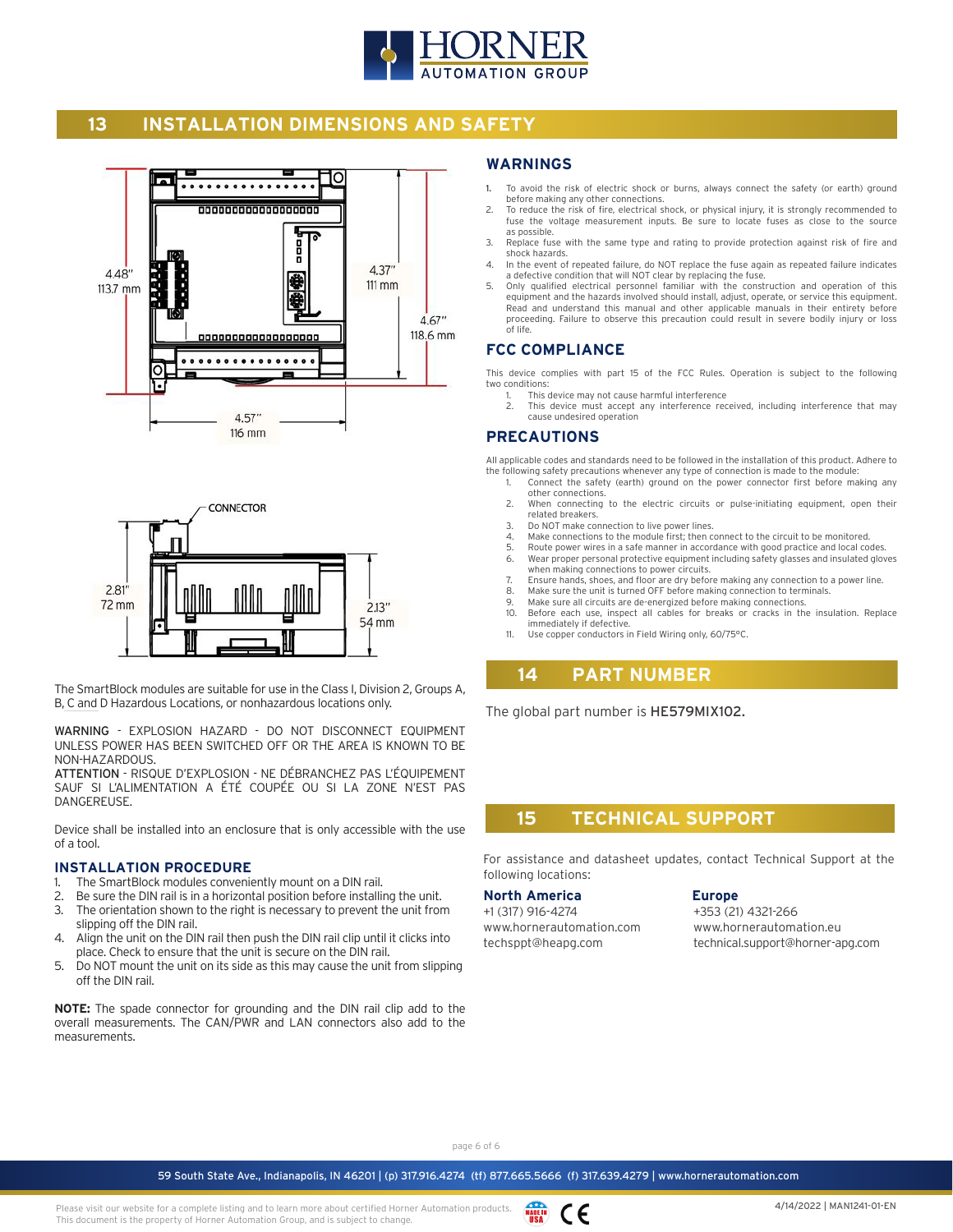## 13 INSTALLATION DIMENSIONS AND SAFETY

4.48"
113.7 mm

4.37"
111 mm

4.67"
118.6 mm

4.57"
116 mm

CONNECTOR

2.81"
72 mm

2.13"
54 mm

The SmartBlock modules are suitable for use in the Class I, Division 2, Groups A, B, C and D Hazardous Locations, or nonhazardous locations only.

WARNING - EXPLOSION HAZARD - DO NOT DISCONNECT EQUIPMENT UNLESS POWER HAS BEEN SWITCHED OFF OR THE AREA IS KNOWN TO BE NON-HAZARDOUS.
ATTENTION - RISQUE D'EXPLOSION - NE DÉBRANCHEZ PAS L'ÉQUIPEMENT SAUF SI L'ALIMENTATION A ÉTÉ COUPÉE OU SI LA ZONE N'EST PAS DANGEREUSE.

Device shall be installed into an enclosure that is only accessible with the use of a tool.

### INSTALLATION PROCEDURE

1. The SmartBlock modules conveniently mount on a DIN rail.
2. Be sure the DIN rail is in a horizontal position before installing the unit.
3. The orientation shown to the right is necessary to prevent the unit from slipping off the DIN rail.
4. Align the unit on the DIN rail then push the DIN rail clip until it clicks into place. Check to ensure that the unit is secure on the DIN rail.
5. Do NOT mount the unit on its side as this may cause the unit from slipping off the DIN rail.

**NOTE:** The spade connector for grounding and the DIN rail clip add to the overall measurements. The CAN/PWR and LAN connectors also add to the measurements.

### WARNINGS

1. To avoid the risk of electric shock or burns, always connect the safety (or earth) ground before making any other connections.
2. To reduce the risk of fire, electrical shock, or physical injury, it is strongly recommended to fuse the voltage measurement inputs. Be sure to locate fuses as close to the source as possible.
3. Replace fuse with the same type and rating to provide protection against risk of fire and shock hazards.
4. In the event of repeated failure, do NOT replace the fuse again as repeated failure indicates a defective condition that will NOT clear by replacing the fuse.
5. Only qualified electrical personnel familiar with the construction and operation of this equipment and the hazards involved should install, adjust, operate, or service this equipment. Read and understand this manual and other applicable manuals in their entirety before proceeding. Failure to observe this precaution could result in severe bodily injury or loss of life.

### FCC COMPLIANCE

This device complies with part 15 of the FCC Rules. Operation is subject to the following two conditions:

1. This device may not cause harmful interference
2. This device must accept any interference received, including interference that may cause undesired operation

### PRECAUTIONS

All applicable codes and standards need to be followed in the installation of this product. Adhere to the following safety precautions whenever any type of connection is made to the module:

1. Connect the safety (earth) ground on the power connector first before making any other connections.
2. When connecting to the electric circuits or pulse-initiating equipment, open their related breakers.
3. Do NOT make connection to live power lines.
4. Make connections to the module first; then connect to the circuit to be monitored.
5. Route power wires in a safe manner in accordance with good practice and local codes.
6. Wear proper personal protective equipment including safety glasses and insulated gloves when making connections to power circuits.
7. Ensure hands, shoes, and floor are dry before making any connection to a power line.
8. Make sure the unit is turned OFF before making connection to terminals.
9. Make sure all circuits are de-energized before making connections.
10. Before each use, inspect all cables for breaks or cracks in the insulation. Replace immediately if defective.
11. Use copper conductors in Field Wiring only, 60/75°C.

## 14 PART NUMBER

The global part number is HE579MIX102.

## 15 TECHNICAL SUPPORT

For assistance and datasheet updates, contact Technical Support at the following locations:

**North America**
+1 (317) 916-4274
www.hornerautomation.com
techsppt@heapg.com

**Europe**
+353 (21) 4321-266
www.hornerautomation.eu
technical.support@horner-apg.com

59 South State Ave., Indianapolis, IN 46201 | (p) 317.916.4274 (tf) 877.665.5666 (f) 317.639.4279 | www.hornerautomation.com

Please visit our website for a complete listing and to learn more about certified Horner Automation products.
This document is the property of Horner Automation Group, and is subject to change.

4/14/2022 | MAN1241-01-EN